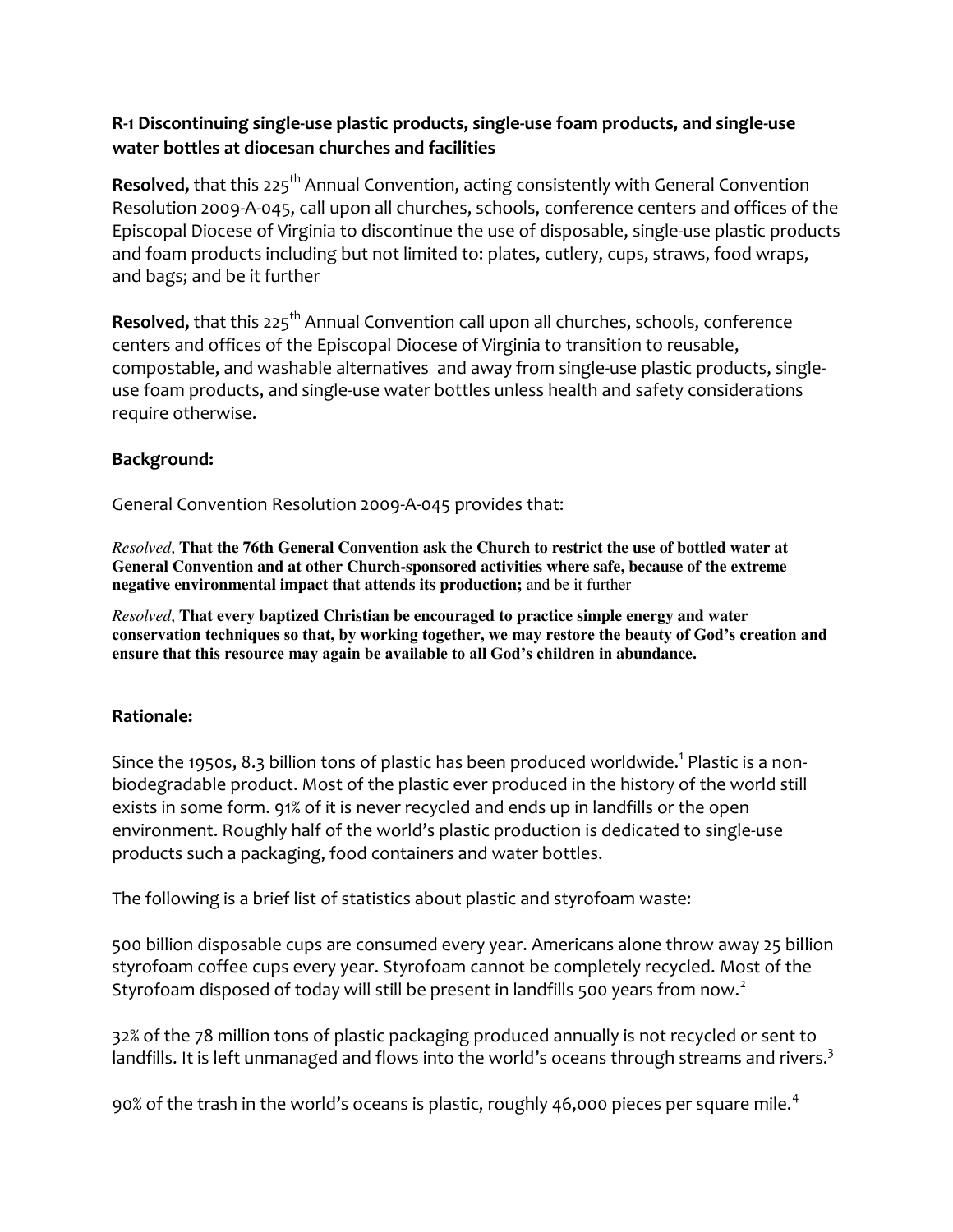**R-1 Discontinuing single-use plastic products, single-use foam products, and single-use water bottles at diocesan churches and facilities**

**Resolved,** that this 225th Annual Convention, acting consistently with General Convention Resolution 2009-A-045, call upon all churches, schools, conference centers and offices of the Episcopal Diocese of Virginia to discontinue the use of disposable, single-use plastic products and foam products including but not limited to: plates, cutlery, cups, straws, food wraps, and bags; and be it further

**Resolved,** that this 225th Annual Convention call upon all churches, schools, conference centers and offices of the Episcopal Diocese of Virginia to transition to reusable, compostable, and washable alternatives and away from single-use plastic products, single-use foam products, and single-use water bottles unless health and safety considerations require otherwise.

**Background:**

General Convention Resolution 2009-A-045 provides that:

*Resolved*, **That the 76th General Convention ask the Church to restrict the use of bottled water at General Convention and at other Church-sponsored activities where safe, because of the extreme negative environmental impact that attends its production;** and be it further

*Resolved*, **That every baptized Christian be encouraged to practice simple energy and water conservation techniques so that, by working together, we may restore the beauty of God's creation and ensure that this resource may again be available to all God's children in abundance.**

**Rationale:**

Since the 1950s, 8.3 billion tons of plastic has been produced worldwide.[1] Plastic is a non-biodegradable product. Most of the plastic ever produced in the history of the world still exists in some form. 91% of it is never recycled and ends up in landfills or the open environment. Roughly half of the world's plastic production is dedicated to single-use products such a packaging, food containers and water bottles.

The following is a brief list of statistics about plastic and styrofoam waste:

500 billion disposable cups are consumed every year. Americans alone throw away 25 billion styrofoam coffee cups every year. Styrofoam cannot be completely recycled. Most of the Styrofoam disposed of today will still be present in landfills 500 years from now.[2]

32% of the 78 million tons of plastic packaging produced annually is not recycled or sent to landfills. It is left unmanaged and flows into the world's oceans through streams and rivers.[3]

90% of the trash in the world's oceans is plastic, roughly 46,000 pieces per square mile.[4]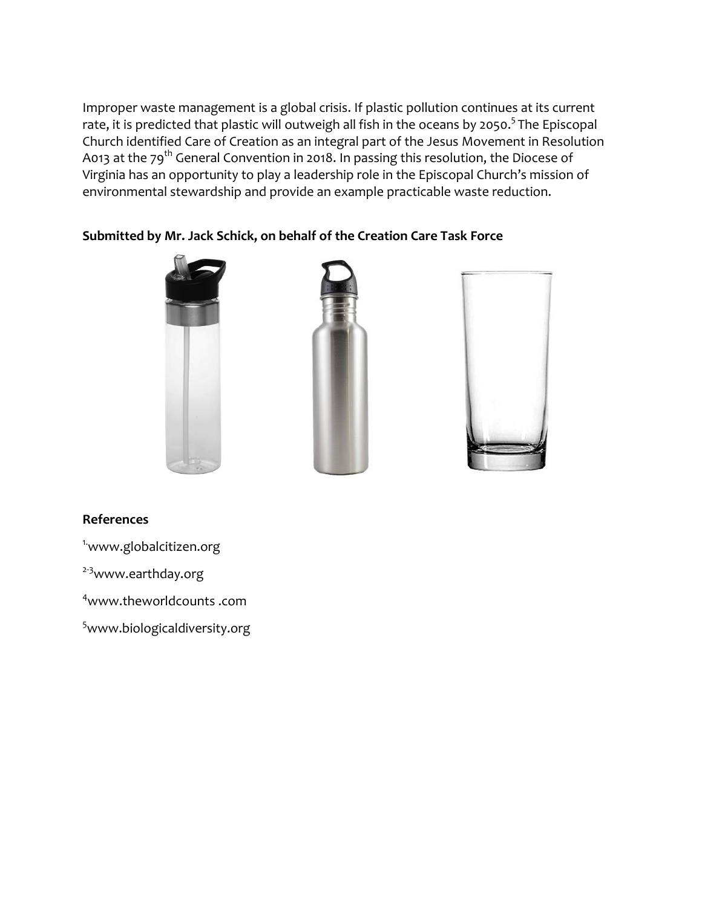Improper waste management is a global crisis. If plastic pollution continues at its current rate, it is predicted that plastic will outweigh all fish in the oceans by 2050.[5] The Episcopal Church identified Care of Creation as an integral part of the Jesus Movement in Resolution A013 at the 79th General Convention in 2018. In passing this resolution, the Diocese of Virginia has an opportunity to play a leadership role in the Episcopal Church's mission of environmental stewardship and provide an example practicable waste reduction.

**Submitted by Mr. Jack Schick, on behalf of the Creation Care Task Force**

**References**

[1.] www.globalcitizen.org

[2-3] www.earthday.org

[4] www.theworldcounts .com

[5] www.biologicaldiversity.org